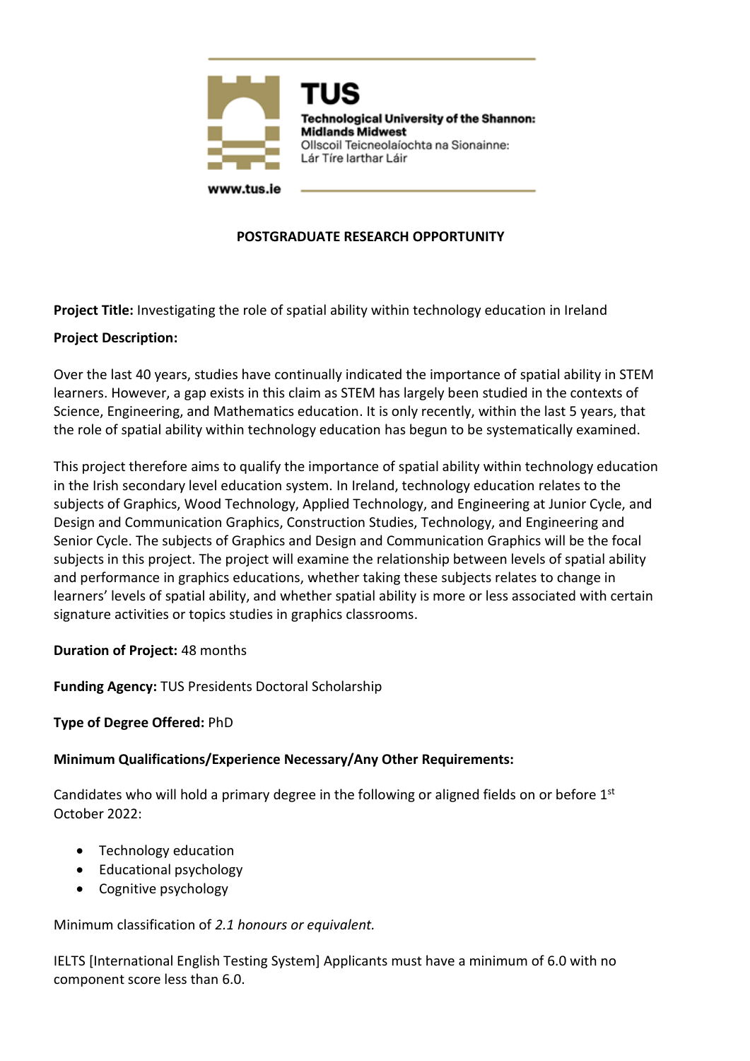**TUS**

**Technological University of the Shannon: Midlands Midwest**
Ollscoil Teicneolaíochta na Sionainne: Lár Tíre Iarthar Láir

www.tus.ie

**POSTGRADUATE RESEARCH OPPORTUNITY**

**Project Title:** Investigating the role of spatial ability within technology education in Ireland

**Project Description:**

Over the last 40 years, studies have continually indicated the importance of spatial ability in STEM learners. However, a gap exists in this claim as STEM has largely been studied in the contexts of Science, Engineering, and Mathematics education. It is only recently, within the last 5 years, that the role of spatial ability within technology education has begun to be systematically examined.

This project therefore aims to qualify the importance of spatial ability within technology education in the Irish secondary level education system. In Ireland, technology education relates to the subjects of Graphics, Wood Technology, Applied Technology, and Engineering at Junior Cycle, and Design and Communication Graphics, Construction Studies, Technology, and Engineering and Senior Cycle. The subjects of Graphics and Design and Communication Graphics will be the focal subjects in this project. The project will examine the relationship between levels of spatial ability and performance in graphics educations, whether taking these subjects relates to change in learners' levels of spatial ability, and whether spatial ability is more or less associated with certain signature activities or topics studies in graphics classrooms.

**Duration of Project:** 48 months

**Funding Agency:** TUS Presidents Doctoral Scholarship

**Type of Degree Offered:** PhD

**Minimum Qualifications/Experience Necessary/Any Other Requirements:**

Candidates who will hold a primary degree in the following or aligned fields on or before 1st October 2022:

- Technology education
- Educational psychology
- Cognitive psychology

Minimum classification of *2.1 honours or equivalent.*

IELTS [International English Testing System] Applicants must have a minimum of 6.0 with no component score less than 6.0.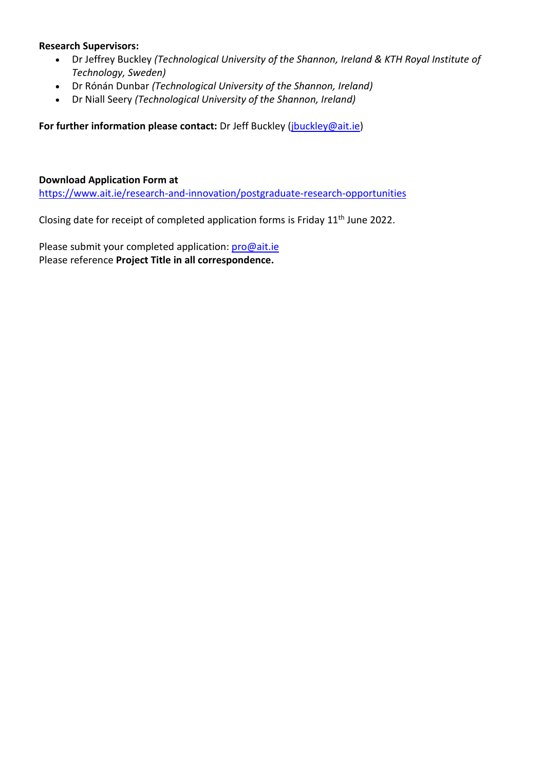**Research Supervisors:**

- Dr Jeffrey Buckley *(Technological University of the Shannon, Ireland & KTH Royal Institute of Technology, Sweden)*
- Dr Rónán Dunbar *(Technological University of the Shannon, Ireland)*
- Dr Niall Seery *(Technological University of the Shannon, Ireland)*

**For further information please contact:** Dr Jeff Buckley (jbuckley@ait.ie)

**Download Application Form at**
https://www.ait.ie/research-and-innovation/postgraduate-research-opportunities

Closing date for receipt of completed application forms is Friday 11th June 2022.

Please submit your completed application: pro@ait.ie
Please reference **Project Title in all correspondence.**